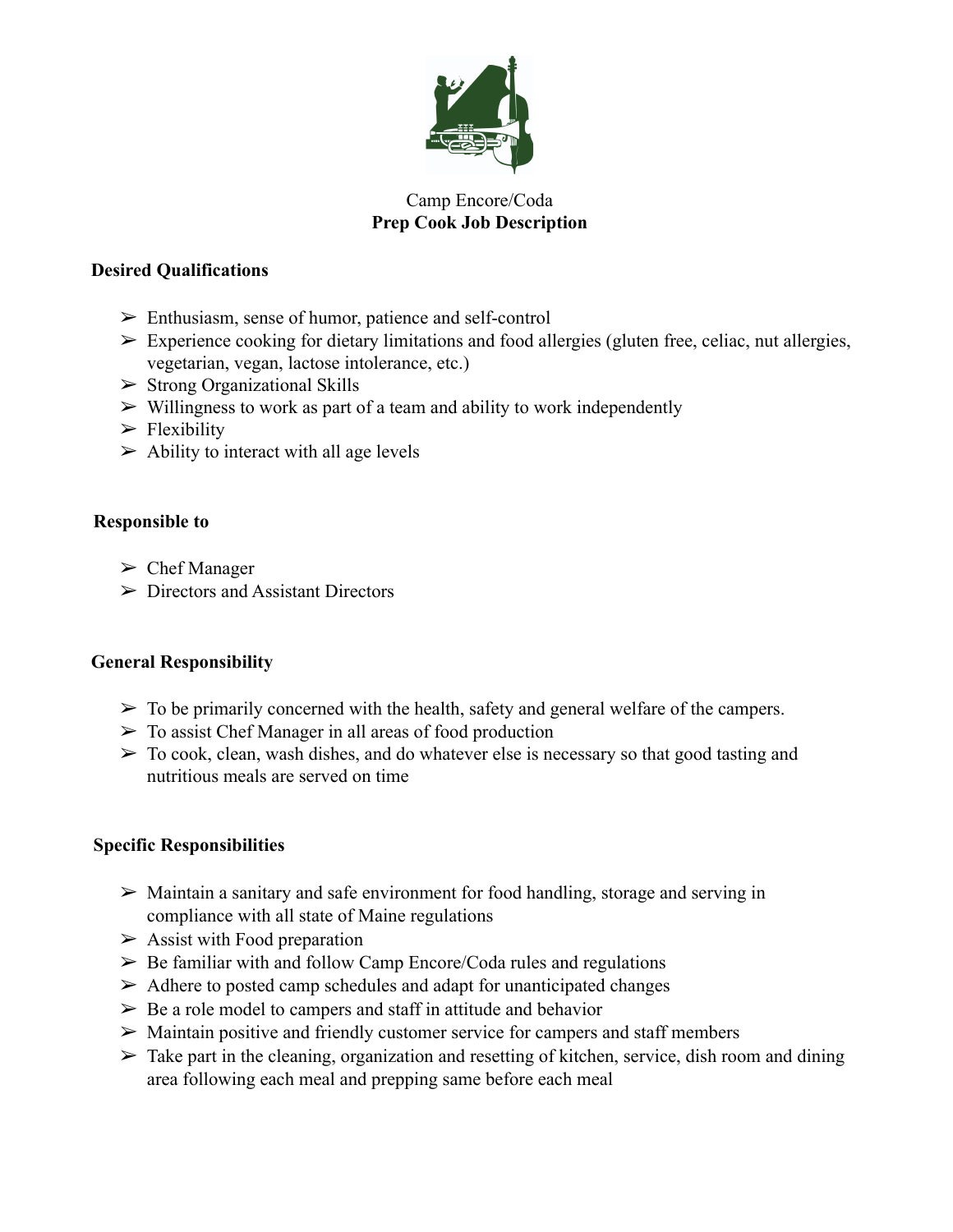Camp Encore/Coda

**Prep Cook Job Description**

**Desired Qualifications**

- Enthusiasm, sense of humor, patience and self-control
- Experience cooking for dietary limitations and food allergies (gluten free, celiac, nut allergies, vegetarian, vegan, lactose intolerance, etc.)
- Strong Organizational Skills
- Willingness to work as part of a team and ability to work independently
- Flexibility
- Ability to interact with all age levels

**Responsible to**

- Chef Manager
- Directors and Assistant Directors

**General Responsibility**

- To be primarily concerned with the health, safety and general welfare of the campers.
- To assist Chef Manager in all areas of food production
- To cook, clean, wash dishes, and do whatever else is necessary so that good tasting and nutritious meals are served on time

**Specific Responsibilities**

- Maintain a sanitary and safe environment for food handling, storage and serving in compliance with all state of Maine regulations
- Assist with Food preparation
- Be familiar with and follow Camp Encore/Coda rules and regulations
- Adhere to posted camp schedules and adapt for unanticipated changes
- Be a role model to campers and staff in attitude and behavior
- Maintain positive and friendly customer service for campers and staff members
- Take part in the cleaning, organization and resetting of kitchen, service, dish room and dining area following each meal and prepping same before each meal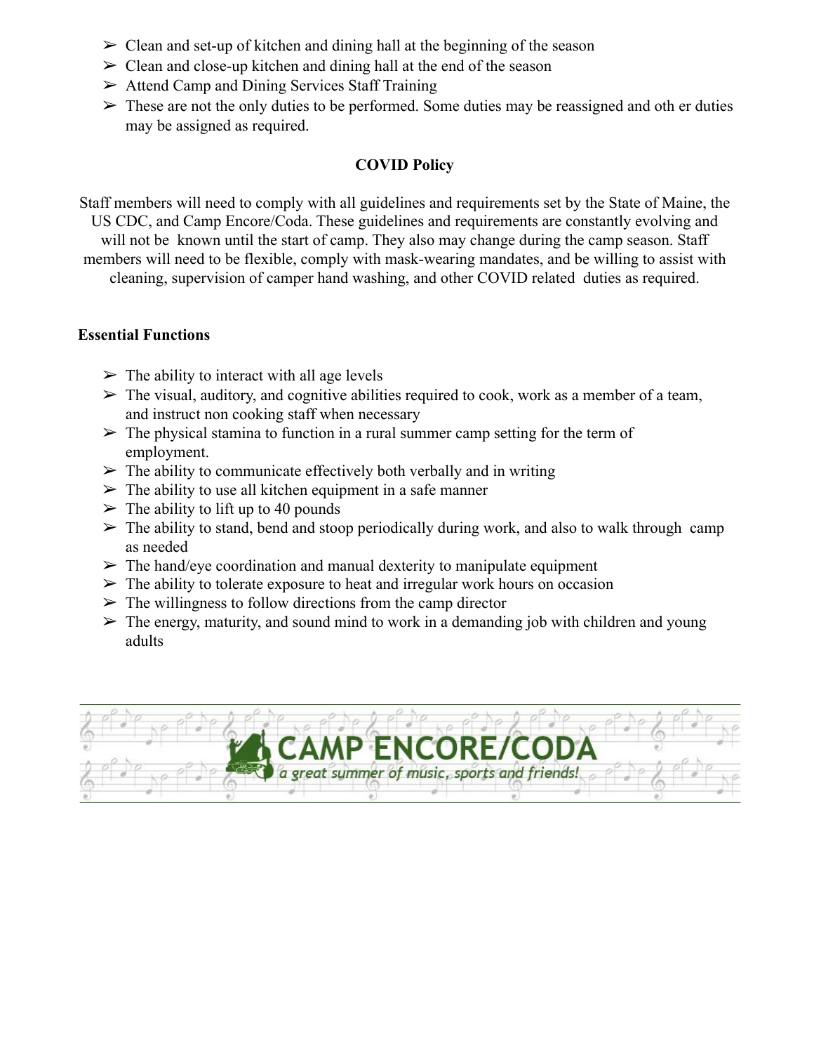- Clean and set-up of kitchen and dining hall at the beginning of the season
- Clean and close-up kitchen and dining hall at the end of the season
- Attend Camp and Dining Services Staff Training
- These are not the only duties to be performed. Some duties may be reassigned and oth er duties may be assigned as required.

**COVID Policy**

Staff members will need to comply with all guidelines and requirements set by the State of Maine, the US CDC, and Camp Encore/Coda. These guidelines and requirements are constantly evolving and will not be known until the start of camp. They also may change during the camp season. Staff members will need to be flexible, comply with mask-wearing mandates, and be willing to assist with cleaning, supervision of camper hand washing, and other COVID related duties as required.

**Essential Functions**

- The ability to interact with all age levels
- The visual, auditory, and cognitive abilities required to cook, work as a member of a team, and instruct non cooking staff when necessary
- The physical stamina to function in a rural summer camp setting for the term of employment.
- The ability to communicate effectively both verbally and in writing
- The ability to use all kitchen equipment in a safe manner
- The ability to lift up to 40 pounds
- The ability to stand, bend and stoop periodically during work, and also to walk through camp as needed
- The hand/eye coordination and manual dexterity to manipulate equipment
- The ability to tolerate exposure to heat and irregular work hours on occasion
- The willingness to follow directions from the camp director
- The energy, maturity, and sound mind to work in a demanding job with children and young adults

CAMP ENCORE/CODA

*a great summer of music, sports and friends!*